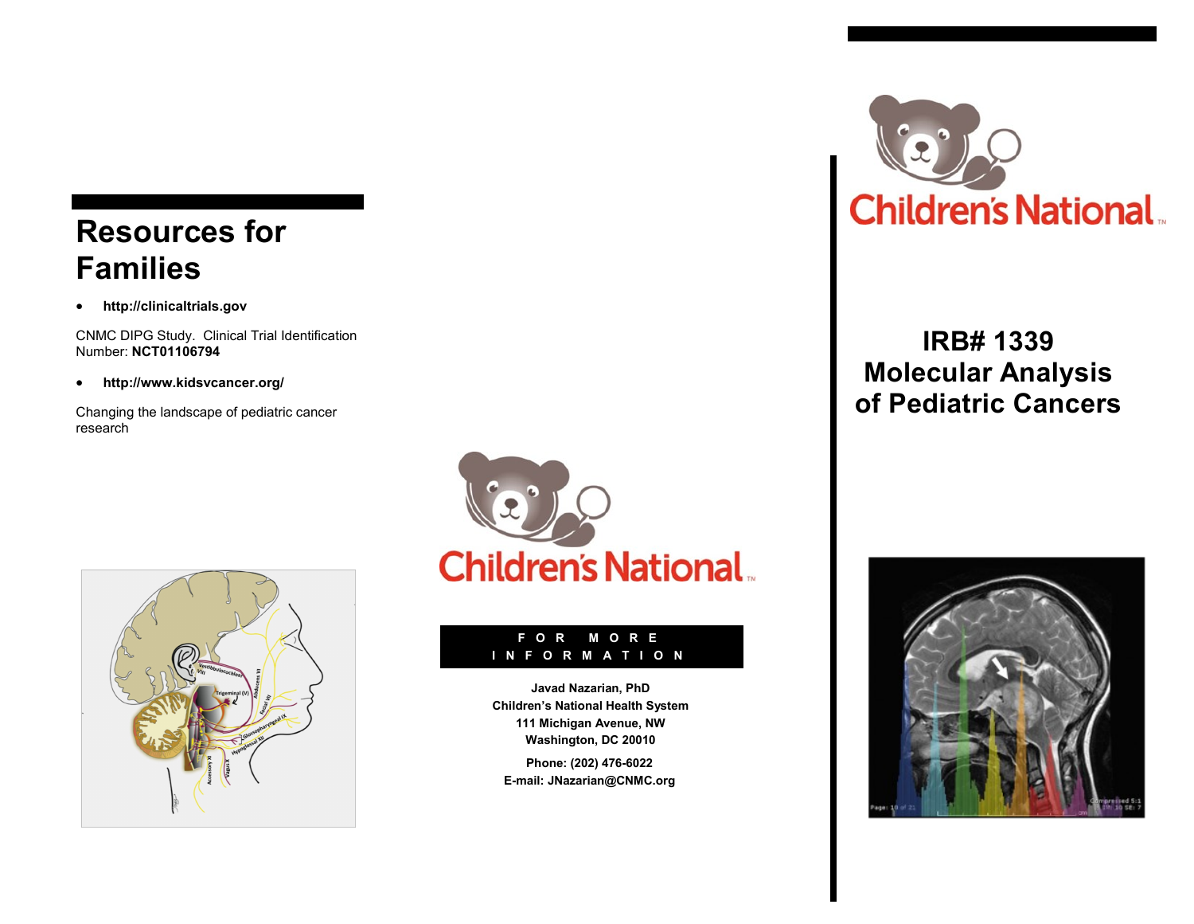## Resources for Families

- **http://clinicaltrials.gov**

CNMC DIPG Study. Clinical Trial Identification Number: **NCT01106794**

- **http://www.kidsvcancer.org/**

Changing the landscape of pediatric cancer research

Children's National

**FOR MORE INFORMATION**

**Javad Nazarian, PhD**
**Children's National Health System**
**111 Michigan Avenue, NW**
**Washington, DC 20010**

**Phone: (202) 476-6022**
**E-mail: JNazarian@CNMC.org**

Children's National

# IRB# 1339 Molecular Analysis of Pediatric Cancers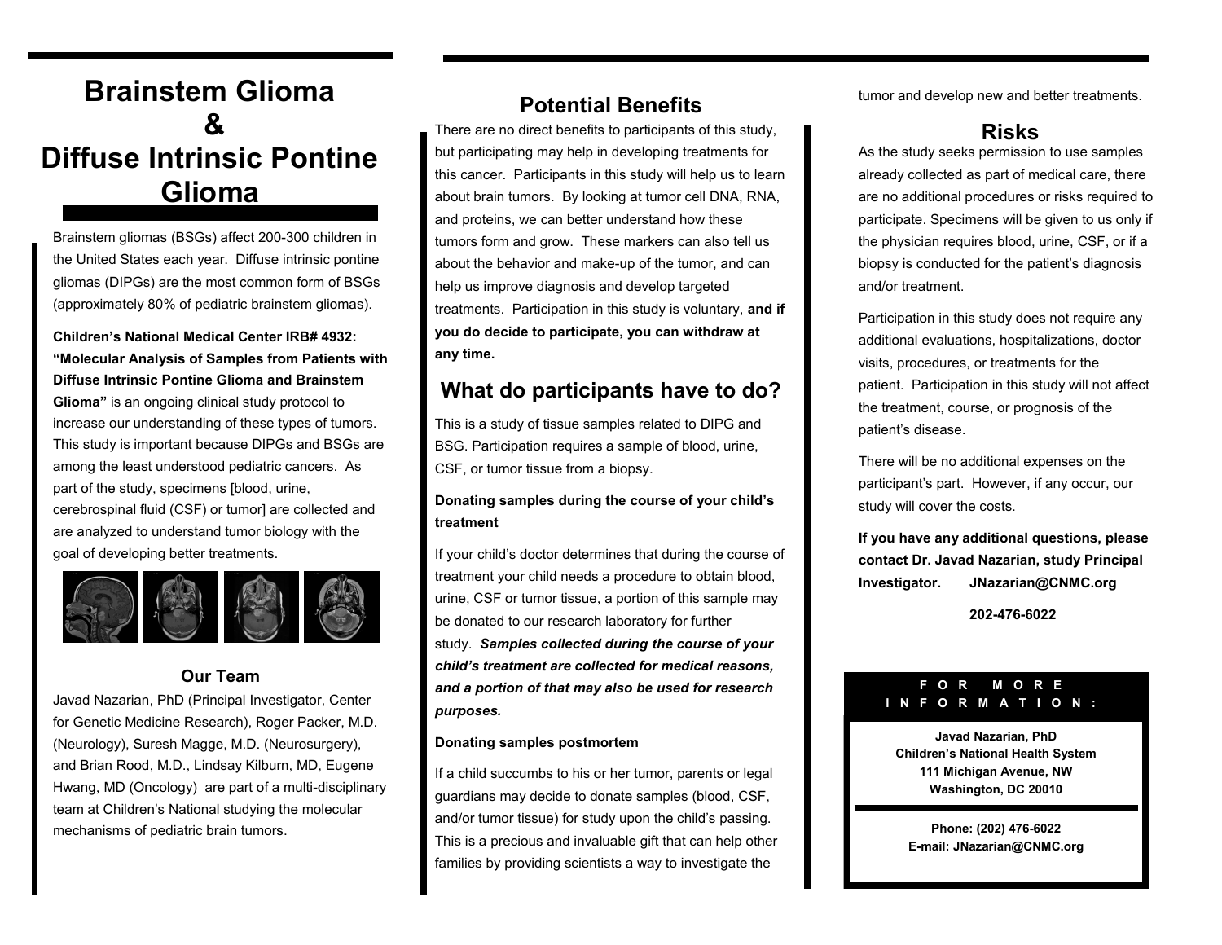# Brainstem Glioma & Diffuse Intrinsic Pontine Glioma

Brainstem gliomas (BSGs) affect 200-300 children in the United States each year. Diffuse intrinsic pontine gliomas (DIPGs) are the most common form of BSGs (approximately 80% of pediatric brainstem gliomas).

**Children's National Medical Center IRB# 4932: "Molecular Analysis of Samples from Patients with Diffuse Intrinsic Pontine Glioma and Brainstem Glioma"** is an ongoing clinical study protocol to increase our understanding of these types of tumors. This study is important because DIPGs and BSGs are among the least understood pediatric cancers. As part of the study, specimens [blood, urine, cerebrospinal fluid (CSF) or tumor] are collected and are analyzed to understand tumor biology with the goal of developing better treatments.

### Our Team

Javad Nazarian, PhD (Principal Investigator, Center for Genetic Medicine Research), Roger Packer, M.D. (Neurology), Suresh Magge, M.D. (Neurosurgery), and Brian Rood, M.D., Lindsay Kilburn, MD, Eugene Hwang, MD (Oncology) are part of a multi-disciplinary team at Children's National studying the molecular mechanisms of pediatric brain tumors.

## Potential Benefits

There are no direct benefits to participants of this study, but participating may help in developing treatments for this cancer. Participants in this study will help us to learn about brain tumors. By looking at tumor cell DNA, RNA, and proteins, we can better understand how these tumors form and grow. These markers can also tell us about the behavior and make-up of the tumor, and can help us improve diagnosis and develop targeted treatments. Participation in this study is voluntary, **and if you do decide to participate, you can withdraw at any time.**

## What do participants have to do?

This is a study of tissue samples related to DIPG and BSG. Participation requires a sample of blood, urine, CSF, or tumor tissue from a biopsy.

**Donating samples during the course of your child's treatment**

If your child's doctor determines that during the course of treatment your child needs a procedure to obtain blood, urine, CSF or tumor tissue, a portion of this sample may be donated to our research laboratory for further study. ***Samples collected during the course of your child's treatment are collected for medical reasons, and a portion of that may also be used for research purposes.***

**Donating samples postmortem**

If a child succumbs to his or her tumor, parents or legal guardians may decide to donate samples (blood, CSF, and/or tumor tissue) for study upon the child's passing. This is a precious and invaluable gift that can help other families by providing scientists a way to investigate the tumor and develop new and better treatments.

## Risks

As the study seeks permission to use samples already collected as part of medical care, there are no additional procedures or risks required to participate. Specimens will be given to us only if the physician requires blood, urine, CSF, or if a biopsy is conducted for the patient's diagnosis and/or treatment.

Participation in this study does not require any additional evaluations, hospitalizations, doctor visits, procedures, or treatments for the patient. Participation in this study will not affect the treatment, course, or prognosis of the patient's disease.

There will be no additional expenses on the participant's part. However, if any occur, our study will cover the costs.

**If you have any additional questions, please contact Dr. Javad Nazarian, study Principal Investigator. JNazarian@CNMC.org**

**202-476-6022**

**FOR MORE INFORMATION:**

**Javad Nazarian, PhD**
**Children's National Health System**
**111 Michigan Avenue, NW**
**Washington, DC 20010**

**Phone: (202) 476-6022**
**E-mail: JNazarian@CNMC.org**